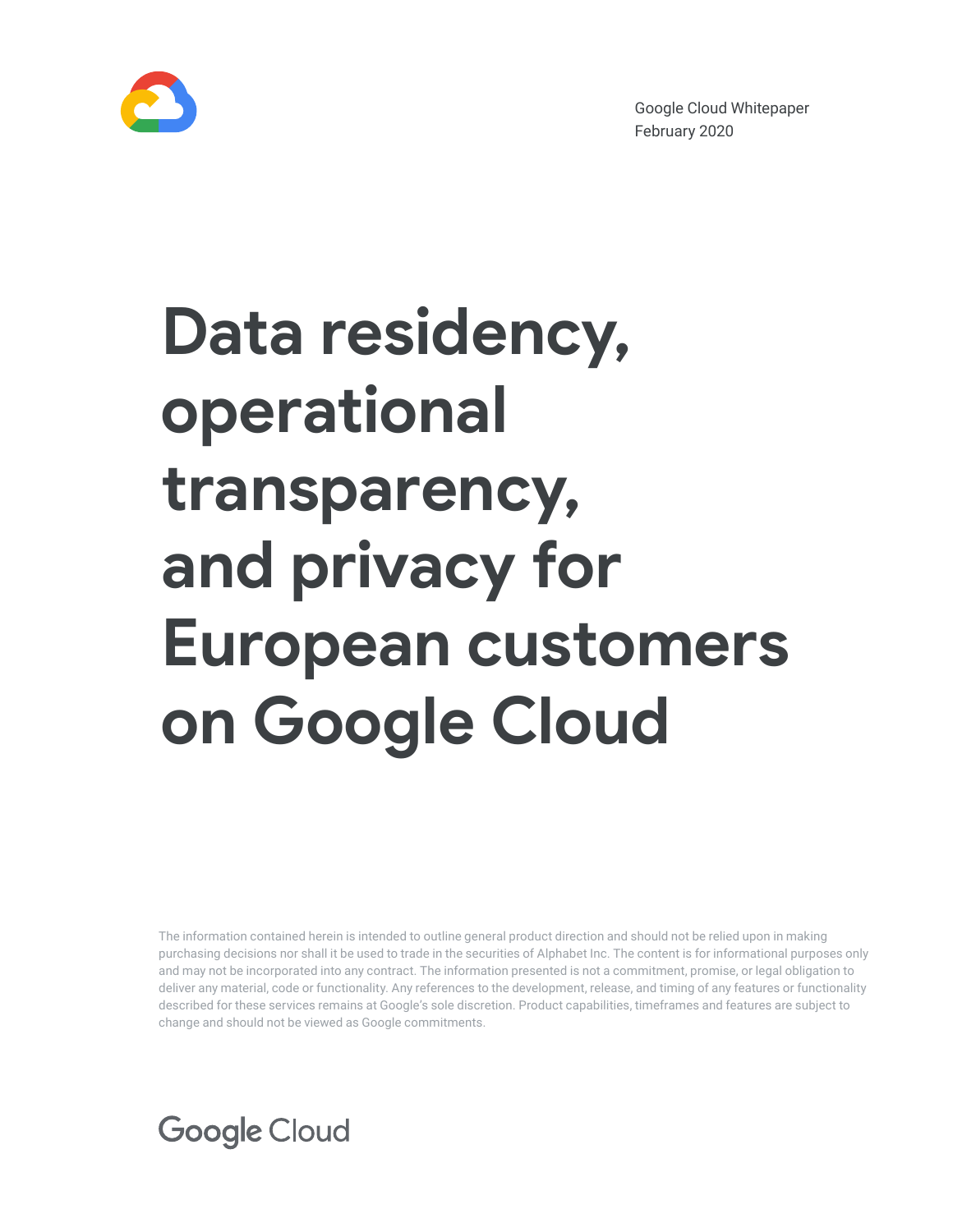Google Cloud Whitepaper
February 2020

# Data residency, operational transparency, and privacy for European customers on Google Cloud

The information contained herein is intended to outline general product direction and should not be relied upon in making purchasing decisions nor shall it be used to trade in the securities of Alphabet Inc. The content is for informational purposes only and may not be incorporated into any contract. The information presented is not a commitment, promise, or legal obligation to deliver any material, code or functionality. Any references to the development, release, and timing of any features or functionality described for these services remains at Google's sole discretion. Product capabilities, timeframes and features are subject to change and should not be viewed as Google commitments.

Google Cloud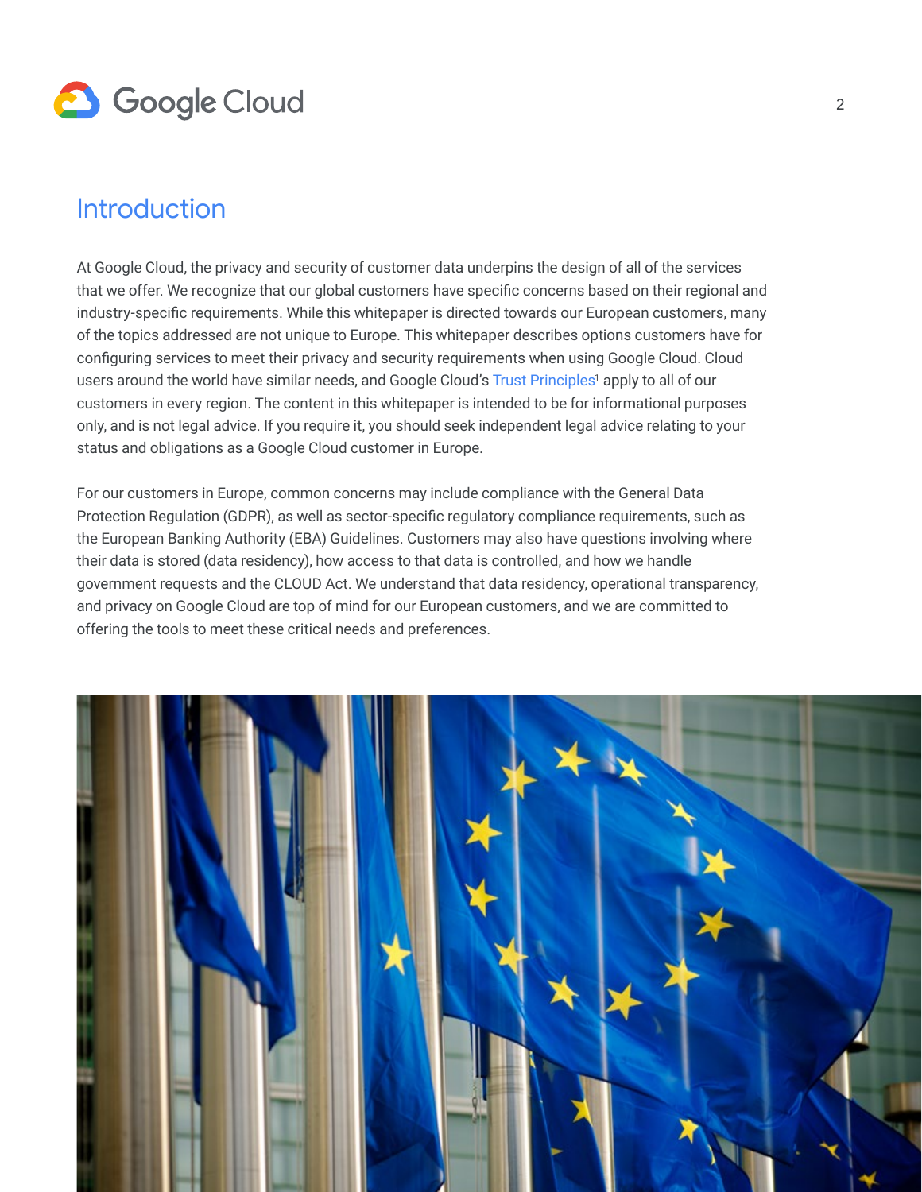# Introduction

At Google Cloud, the privacy and security of customer data underpins the design of all of the services that we offer. We recognize that our global customers have specific concerns based on their regional and industry-specific requirements. While this whitepaper is directed towards our European customers, many of the topics addressed are not unique to Europe. This whitepaper describes options customers have for configuring services to meet their privacy and security requirements when using Google Cloud. Cloud users around the world have similar needs, and Google Cloud's Trust Principles[1] apply to all of our customers in every region. The content in this whitepaper is intended to be for informational purposes only, and is not legal advice. If you require it, you should seek independent legal advice relating to your status and obligations as a Google Cloud customer in Europe.

For our customers in Europe, common concerns may include compliance with the General Data Protection Regulation (GDPR), as well as sector-specific regulatory compliance requirements, such as the European Banking Authority (EBA) Guidelines. Customers may also have questions involving where their data is stored (data residency), how access to that data is controlled, and how we handle government requests and the CLOUD Act. We understand that data residency, operational transparency, and privacy on Google Cloud are top of mind for our European customers, and we are committed to offering the tools to meet these critical needs and preferences.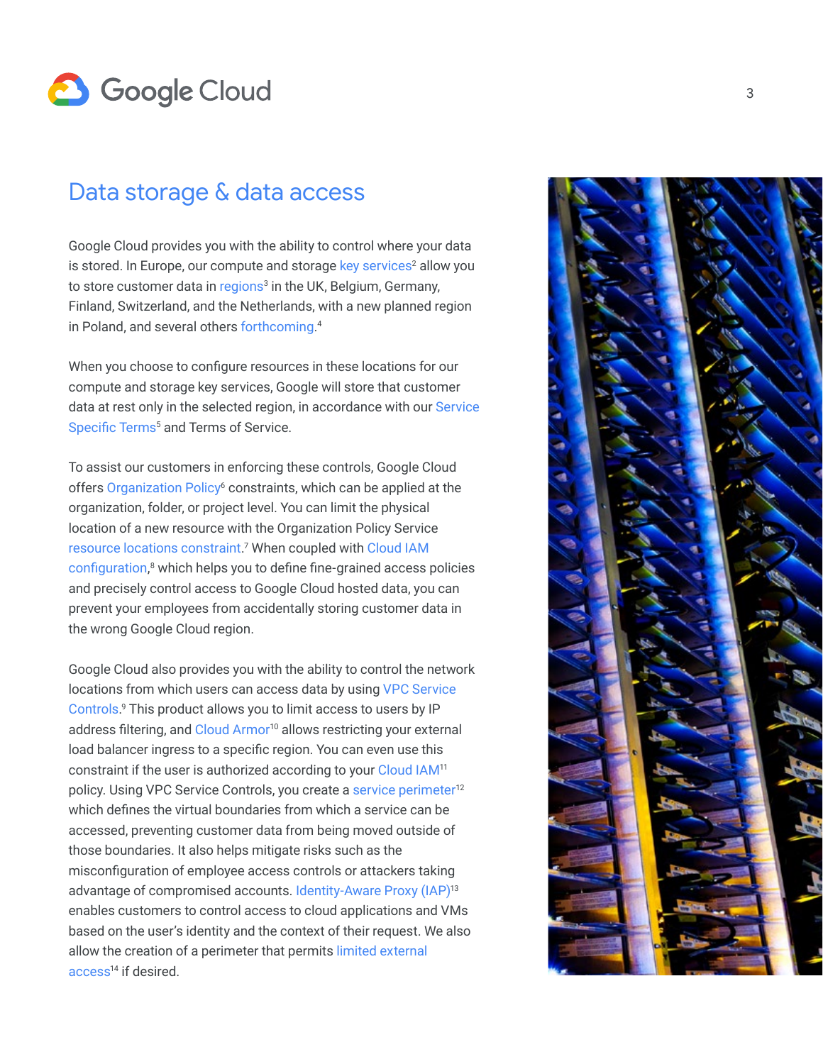## Data storage & data access

Google Cloud provides you with the ability to control where your data is stored. In Europe, our compute and storage key services[2] allow you to store customer data in regions[3] in the UK, Belgium, Germany, Finland, Switzerland, and the Netherlands, with a new planned region in Poland, and several others forthcoming.[4]

When you choose to configure resources in these locations for our compute and storage key services, Google will store that customer data at rest only in the selected region, in accordance with our Service Specific Terms[5] and Terms of Service.

To assist our customers in enforcing these controls, Google Cloud offers Organization Policy[6] constraints, which can be applied at the organization, folder, or project level. You can limit the physical location of a new resource with the Organization Policy Service resource locations constraint.[7] When coupled with Cloud IAM configuration,[8] which helps you to define fine-grained access policies and precisely control access to Google Cloud hosted data, you can prevent your employees from accidentally storing customer data in the wrong Google Cloud region.

Google Cloud also provides you with the ability to control the network locations from which users can access data by using VPC Service Controls.[9] This product allows you to limit access to users by IP address filtering, and Cloud Armor[10] allows restricting your external load balancer ingress to a specific region. You can even use this constraint if the user is authorized according to your Cloud IAM[11] policy. Using VPC Service Controls, you create a service perimeter[12] which defines the virtual boundaries from which a service can be accessed, preventing customer data from being moved outside of those boundaries. It also helps mitigate risks such as the misconfiguration of employee access controls or attackers taking advantage of compromised accounts. Identity-Aware Proxy (IAP)[13] enables customers to control access to cloud applications and VMs based on the user's identity and the context of their request. We also allow the creation of a perimeter that permits limited external access[14] if desired.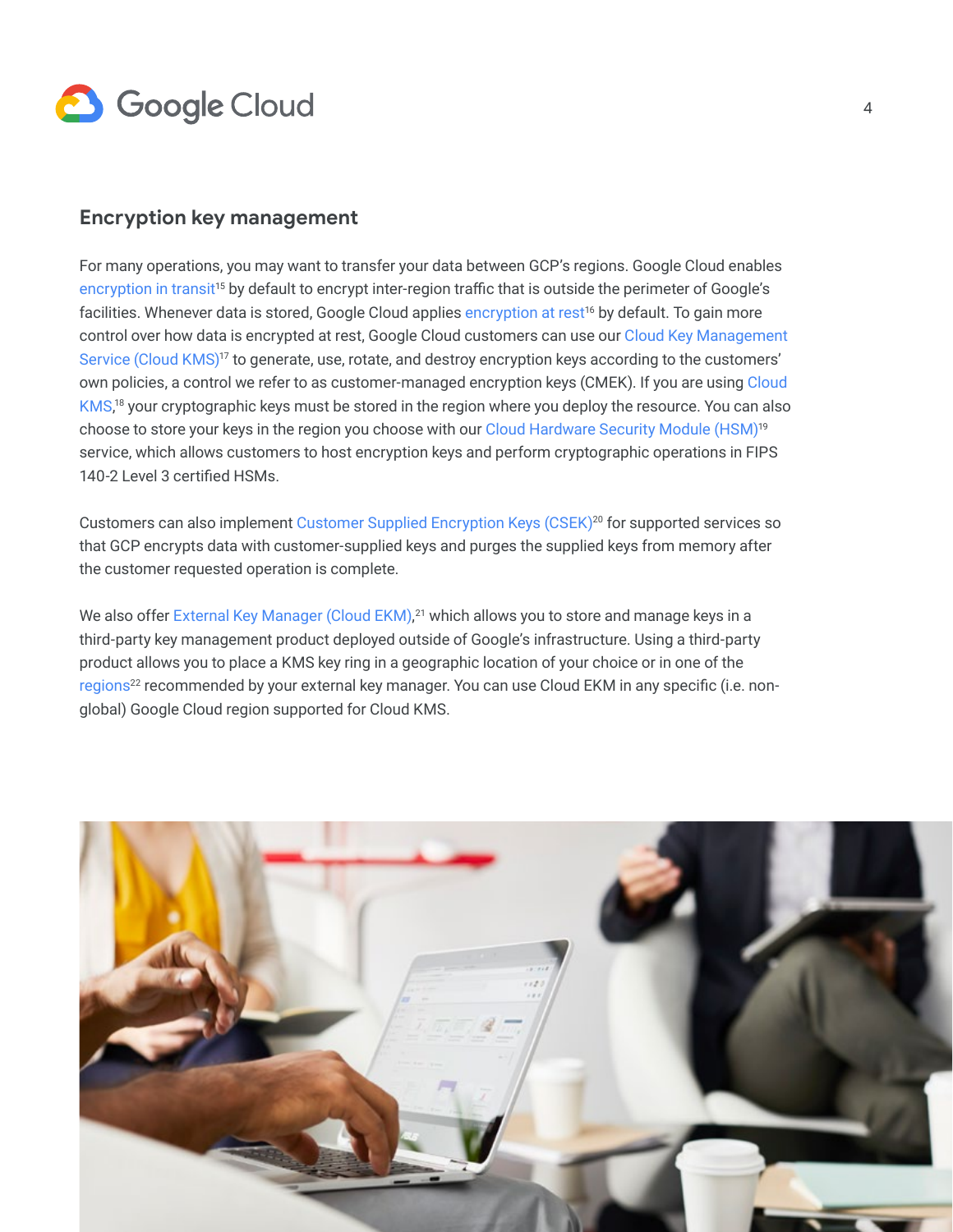## Encryption key management

For many operations, you may want to transfer your data between GCP's regions. Google Cloud enables encryption in transit[15] by default to encrypt inter-region traffic that is outside the perimeter of Google's facilities. Whenever data is stored, Google Cloud applies encryption at rest[16] by default. To gain more control over how data is encrypted at rest, Google Cloud customers can use our Cloud Key Management Service (Cloud KMS)[17] to generate, use, rotate, and destroy encryption keys according to the customers' own policies, a control we refer to as customer-managed encryption keys (CMEK). If you are using Cloud KMS,[18] your cryptographic keys must be stored in the region where you deploy the resource. You can also choose to store your keys in the region you choose with our Cloud Hardware Security Module (HSM)[19] service, which allows customers to host encryption keys and perform cryptographic operations in FIPS 140-2 Level 3 certified HSMs.

Customers can also implement Customer Supplied Encryption Keys (CSEK)[20] for supported services so that GCP encrypts data with customer-supplied keys and purges the supplied keys from memory after the customer requested operation is complete.

We also offer External Key Manager (Cloud EKM),[21] which allows you to store and manage keys in a third-party key management product deployed outside of Google's infrastructure. Using a third-party product allows you to place a KMS key ring in a geographic location of your choice or in one of the regions[22] recommended by your external key manager. You can use Cloud EKM in any specific (i.e. non-global) Google Cloud region supported for Cloud KMS.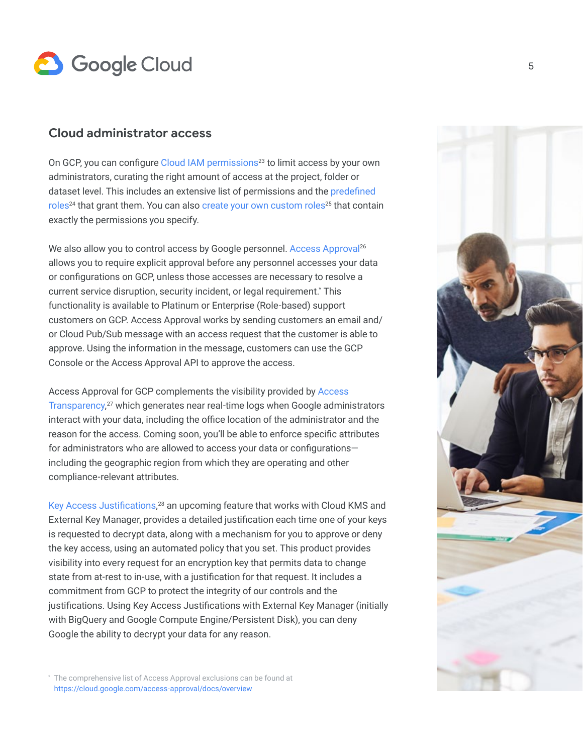## Cloud administrator access

On GCP, you can configure Cloud IAM permissions[23] to limit access by your own administrators, curating the right amount of access at the project, folder or dataset level. This includes an extensive list of permissions and the predefined roles[24] that grant them. You can also create your own custom roles[25] that contain exactly the permissions you specify.

We also allow you to control access by Google personnel. Access Approval[26] allows you to require explicit approval before any personnel accesses your data or configurations on GCP, unless those accesses are necessary to resolve a current service disruption, security incident, or legal requirement.* This functionality is available to Platinum or Enterprise (Role-based) support customers on GCP. Access Approval works by sending customers an email and/or Cloud Pub/Sub message with an access request that the customer is able to approve. Using the information in the message, customers can use the GCP Console or the Access Approval API to approve the access.

Access Approval for GCP complements the visibility provided by Access Transparency,[27] which generates near real-time logs when Google administrators interact with your data, including the office location of the administrator and the reason for the access. Coming soon, you'll be able to enforce specific attributes for administrators who are allowed to access your data or configurations—including the geographic region from which they are operating and other compliance-relevant attributes.

Key Access Justifications,[28] an upcoming feature that works with Cloud KMS and External Key Manager, provides a detailed justification each time one of your keys is requested to decrypt data, along with a mechanism for you to approve or deny the key access, using an automated policy that you set. This product provides visibility into every request for an encryption key that permits data to change state from at-rest to in-use, with a justification for that request. It includes a commitment from GCP to protect the integrity of our controls and the justifications. Using Key Access Justifications with External Key Manager (initially with BigQuery and Google Compute Engine/Persistent Disk), you can deny Google the ability to decrypt your data for any reason.

* The comprehensive list of Access Approval exclusions can be found at https://cloud.google.com/access-approval/docs/overview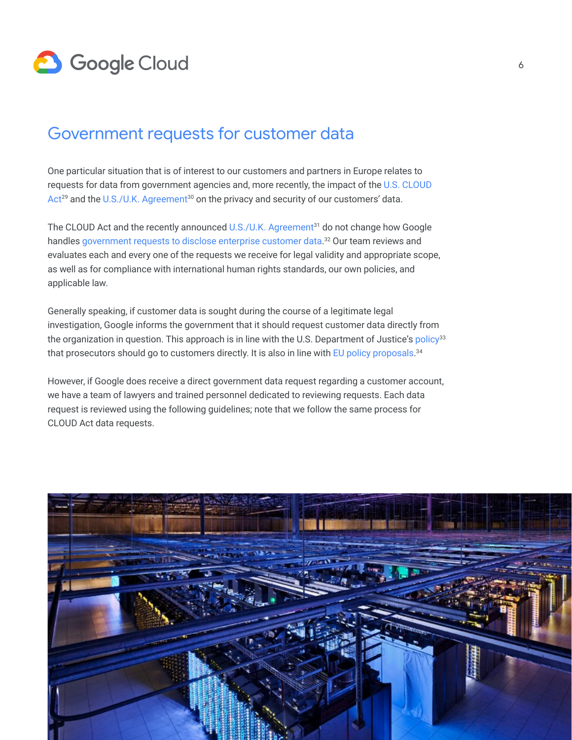# Government requests for customer data

One particular situation that is of interest to our customers and partners in Europe relates to requests for data from government agencies and, more recently, the impact of the U.S. CLOUD Act[29] and the U.S./U.K. Agreement[30] on the privacy and security of our customers' data.

The CLOUD Act and the recently announced U.S./U.K. Agreement[31] do not change how Google handles government requests to disclose enterprise customer data.[32] Our team reviews and evaluates each and every one of the requests we receive for legal validity and appropriate scope, as well as for compliance with international human rights standards, our own policies, and applicable law.

Generally speaking, if customer data is sought during the course of a legitimate legal investigation, Google informs the government that it should request customer data directly from the organization in question. This approach is in line with the U.S. Department of Justice's policy[33] that prosecutors should go to customers directly. It is also in line with EU policy proposals.[34]

However, if Google does receive a direct government data request regarding a customer account, we have a team of lawyers and trained personnel dedicated to reviewing requests. Each data request is reviewed using the following guidelines; note that we follow the same process for CLOUD Act data requests.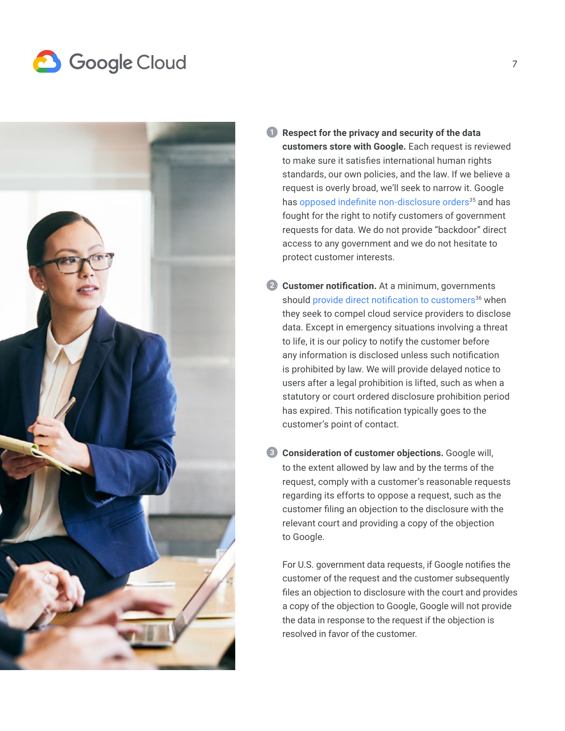1. **Respect for the privacy and security of the data customers store with Google.** Each request is reviewed to make sure it satisfies international human rights standards, our own policies, and the law. If we believe a request is overly broad, we'll seek to narrow it. Google has opposed indefinite non-disclosure orders[35] and has fought for the right to notify customers of government requests for data. We do not provide "backdoor" direct access to any government and we do not hesitate to protect customer interests.

2. **Customer notification.** At a minimum, governments should provide direct notification to customers[36] when they seek to compel cloud service providers to disclose data. Except in emergency situations involving a threat to life, it is our policy to notify the customer before any information is disclosed unless such notification is prohibited by law. We will provide delayed notice to users after a legal prohibition is lifted, such as when a statutory or court ordered disclosure prohibition period has expired. This notification typically goes to the customer's point of contact.

3. **Consideration of customer objections.** Google will, to the extent allowed by law and by the terms of the request, comply with a customer's reasonable requests regarding its efforts to oppose a request, such as the customer filing an objection to the disclosure with the relevant court and providing a copy of the objection to Google.

   For U.S. government data requests, if Google notifies the customer of the request and the customer subsequently files an objection to disclosure with the court and provides a copy of the objection to Google, Google will not provide the data in response to the request if the objection is resolved in favor of the customer.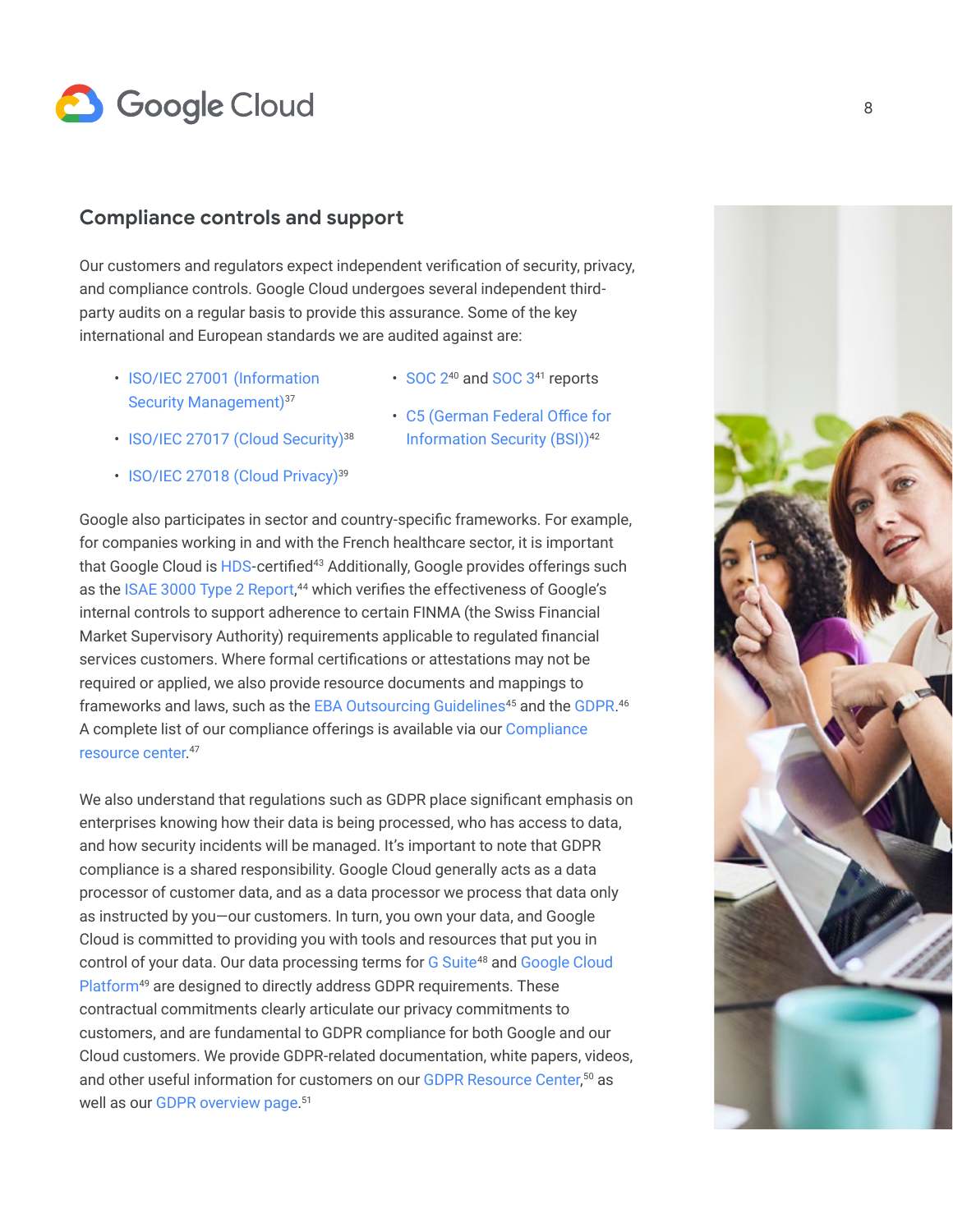## Compliance controls and support

Our customers and regulators expect independent verification of security, privacy, and compliance controls. Google Cloud undergoes several independent third-party audits on a regular basis to provide this assurance. Some of the key international and European standards we are audited against are:

- ISO/IEC 27001 (Information Security Management)[37]
- ISO/IEC 27017 (Cloud Security)[38]
- ISO/IEC 27018 (Cloud Privacy)[39]
- SOC 2[40] and SOC 3[41] reports
- C5 (German Federal Office for Information Security (BSI))[42]

Google also participates in sector and country-specific frameworks. For example, for companies working in and with the French healthcare sector, it is important that Google Cloud is HDS-certified[43] Additionally, Google provides offerings such as the ISAE 3000 Type 2 Report,[44] which verifies the effectiveness of Google's internal controls to support adherence to certain FINMA (the Swiss Financial Market Supervisory Authority) requirements applicable to regulated financial services customers. Where formal certifications or attestations may not be required or applied, we also provide resource documents and mappings to frameworks and laws, such as the EBA Outsourcing Guidelines[45] and the GDPR.[46] A complete list of our compliance offerings is available via our Compliance resource center.[47]

We also understand that regulations such as GDPR place significant emphasis on enterprises knowing how their data is being processed, who has access to data, and how security incidents will be managed. It's important to note that GDPR compliance is a shared responsibility. Google Cloud generally acts as a data processor of customer data, and as a data processor we process that data only as instructed by you—our customers. In turn, you own your data, and Google Cloud is committed to providing you with tools and resources that put you in control of your data. Our data processing terms for G Suite[48] and Google Cloud Platform[49] are designed to directly address GDPR requirements. These contractual commitments clearly articulate our privacy commitments to customers, and are fundamental to GDPR compliance for both Google and our Cloud customers. We provide GDPR-related documentation, white papers, videos, and other useful information for customers on our GDPR Resource Center,[50] as well as our GDPR overview page.[51]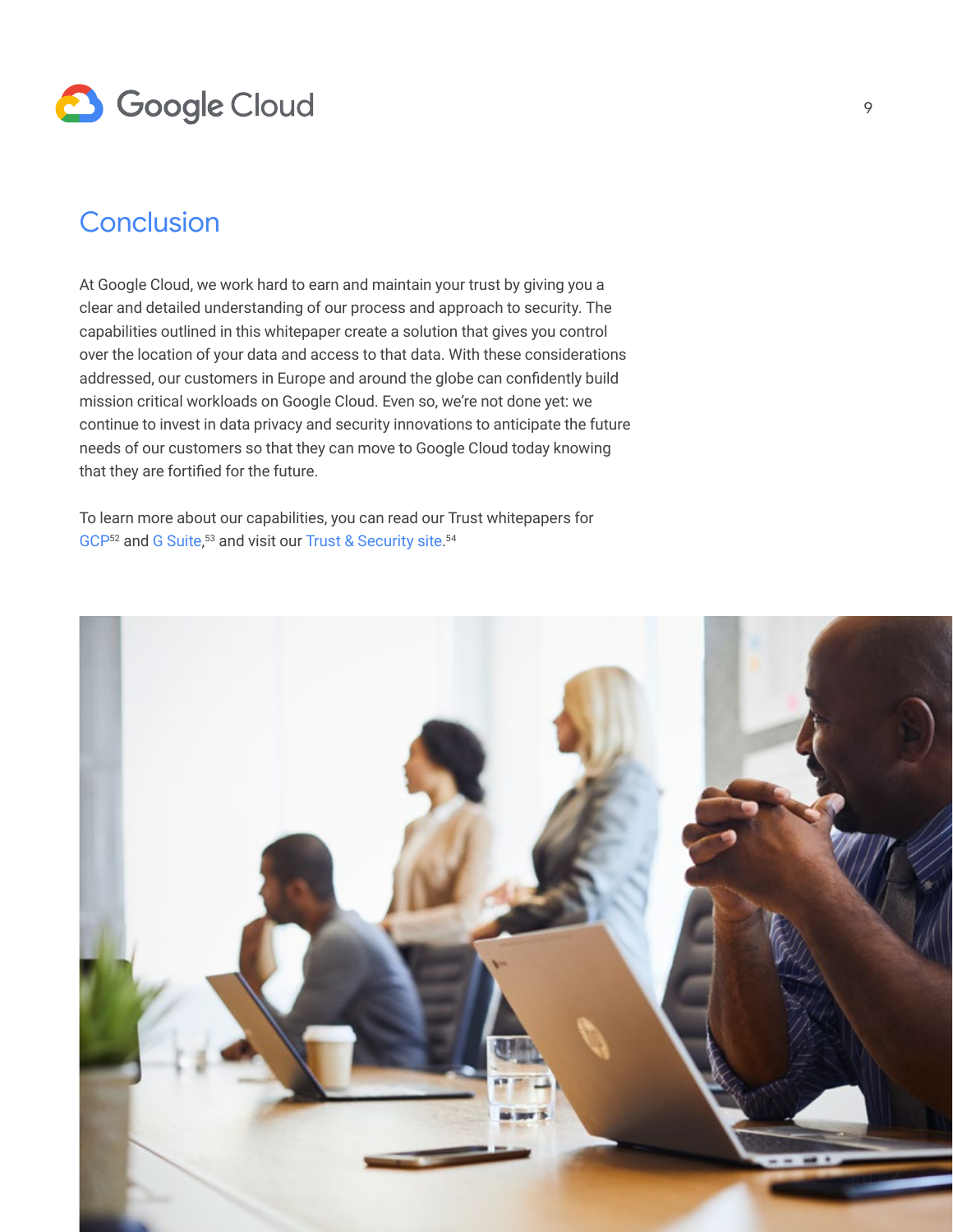# Conclusion

At Google Cloud, we work hard to earn and maintain your trust by giving you a clear and detailed understanding of our process and approach to security. The capabilities outlined in this whitepaper create a solution that gives you control over the location of your data and access to that data. With these considerations addressed, our customers in Europe and around the globe can confidently build mission critical workloads on Google Cloud. Even so, we're not done yet: we continue to invest in data privacy and security innovations to anticipate the future needs of our customers so that they can move to Google Cloud today knowing that they are fortified for the future.

To learn more about our capabilities, you can read our Trust whitepapers for GCP[52] and G Suite,[53] and visit our Trust & Security site.[54]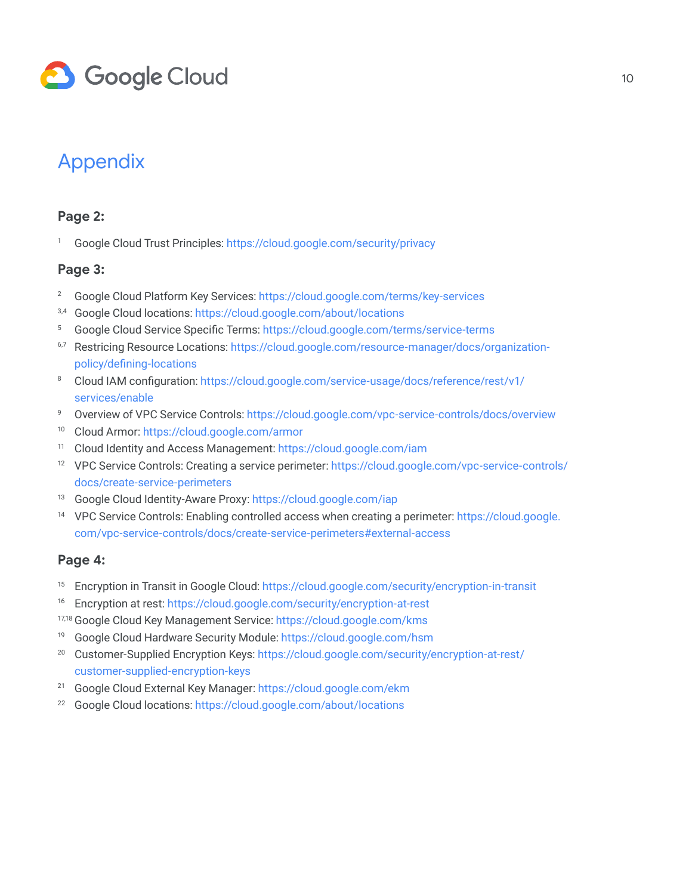# Appendix

### Page 2:

[1] Google Cloud Trust Principles: https://cloud.google.com/security/privacy

### Page 3:

[2] Google Cloud Platform Key Services: https://cloud.google.com/terms/key-services

[3,4] Google Cloud locations: https://cloud.google.com/about/locations

[5] Google Cloud Service Specific Terms: https://cloud.google.com/terms/service-terms

[6,7] Restricing Resource Locations: https://cloud.google.com/resource-manager/docs/organization-policy/defining-locations

[8] Cloud IAM configuration: https://cloud.google.com/service-usage/docs/reference/rest/v1/services/enable

[9] Overview of VPC Service Controls: https://cloud.google.com/vpc-service-controls/docs/overview

[10] Cloud Armor: https://cloud.google.com/armor

[11] Cloud Identity and Access Management: https://cloud.google.com/iam

[12] VPC Service Controls: Creating a service perimeter: https://cloud.google.com/vpc-service-controls/docs/create-service-perimeters

[13] Google Cloud Identity-Aware Proxy: https://cloud.google.com/iap

[14] VPC Service Controls: Enabling controlled access when creating a perimeter: https://cloud.google.com/vpc-service-controls/docs/create-service-perimeters#external-access

### Page 4:

[15] Encryption in Transit in Google Cloud: https://cloud.google.com/security/encryption-in-transit

[16] Encryption at rest: https://cloud.google.com/security/encryption-at-rest

[17,18] Google Cloud Key Management Service: https://cloud.google.com/kms

[19] Google Cloud Hardware Security Module: https://cloud.google.com/hsm

[20] Customer-Supplied Encryption Keys: https://cloud.google.com/security/encryption-at-rest/customer-supplied-encryption-keys

[21] Google Cloud External Key Manager: https://cloud.google.com/ekm

[22] Google Cloud locations: https://cloud.google.com/about/locations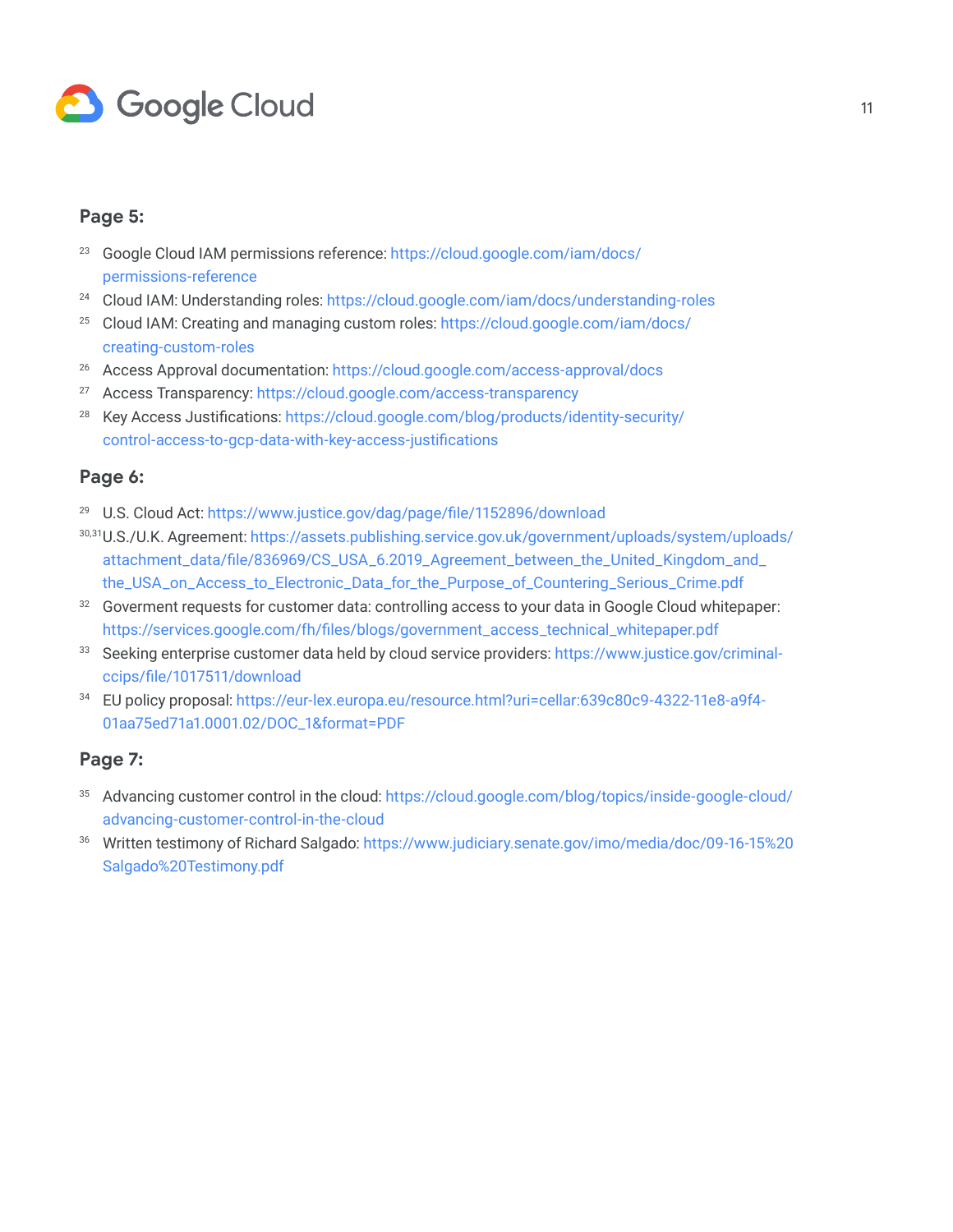**Page 5:**

[23] Google Cloud IAM permissions reference: https://cloud.google.com/iam/docs/permissions-reference

[24] Cloud IAM: Understanding roles: https://cloud.google.com/iam/docs/understanding-roles

[25] Cloud IAM: Creating and managing custom roles: https://cloud.google.com/iam/docs/creating-custom-roles

[26] Access Approval documentation: https://cloud.google.com/access-approval/docs

[27] Access Transparency: https://cloud.google.com/access-transparency

[28] Key Access Justifications: https://cloud.google.com/blog/products/identity-security/control-access-to-gcp-data-with-key-access-justifications

**Page 6:**

[29] U.S. Cloud Act: https://www.justice.gov/dag/page/file/1152896/download

[30,31] U.S./U.K. Agreement: https://assets.publishing.service.gov.uk/government/uploads/system/uploads/attachment_data/file/836969/CS_USA_6.2019_Agreement_between_the_United_Kingdom_and_the_USA_on_Access_to_Electronic_Data_for_the_Purpose_of_Countering_Serious_Crime.pdf

[32] Goverment requests for customer data: controlling access to your data in Google Cloud whitepaper: https://services.google.com/fh/files/blogs/government_access_technical_whitepaper.pdf

[33] Seeking enterprise customer data held by cloud service providers: https://www.justice.gov/criminal-ccips/file/1017511/download

[34] EU policy proposal: https://eur-lex.europa.eu/resource.html?uri=cellar:639c80c9-4322-11e8-a9f4-01aa75ed71a1.0001.02/DOC_1&format=PDF

**Page 7:**

[35] Advancing customer control in the cloud: https://cloud.google.com/blog/topics/inside-google-cloud/advancing-customer-control-in-the-cloud

[36] Written testimony of Richard Salgado: https://www.judiciary.senate.gov/imo/media/doc/09-16-15%20Salgado%20Testimony.pdf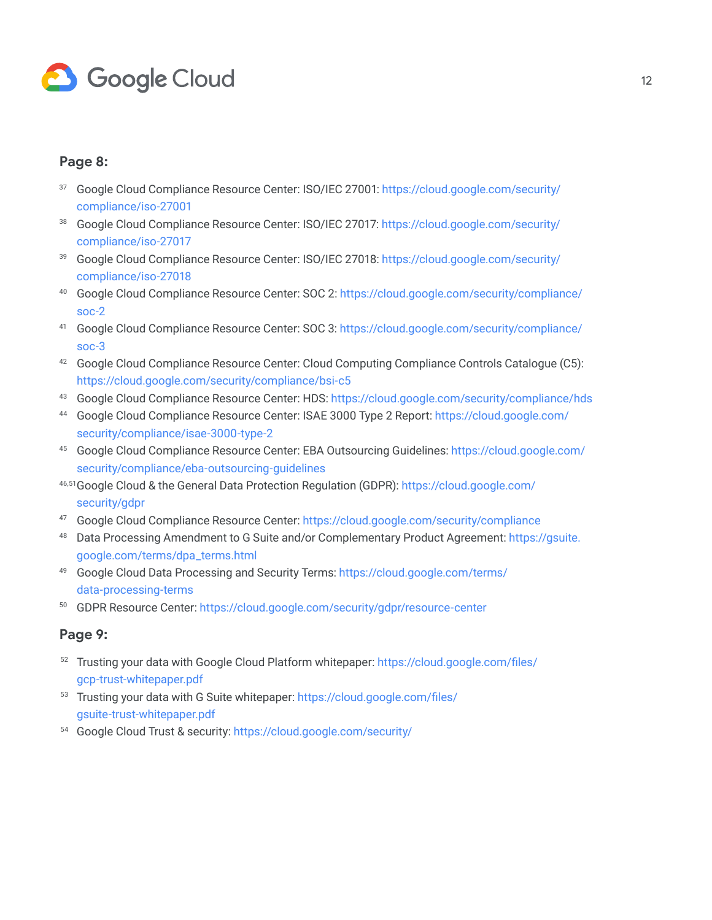## Page 8:

[37] Google Cloud Compliance Resource Center: ISO/IEC 27001: https://cloud.google.com/security/compliance/iso-27001

[38] Google Cloud Compliance Resource Center: ISO/IEC 27017: https://cloud.google.com/security/compliance/iso-27017

[39] Google Cloud Compliance Resource Center: ISO/IEC 27018: https://cloud.google.com/security/compliance/iso-27018

[40] Google Cloud Compliance Resource Center: SOC 2: https://cloud.google.com/security/compliance/soc-2

[41] Google Cloud Compliance Resource Center: SOC 3: https://cloud.google.com/security/compliance/soc-3

[42] Google Cloud Compliance Resource Center: Cloud Computing Compliance Controls Catalogue (C5): https://cloud.google.com/security/compliance/bsi-c5

[43] Google Cloud Compliance Resource Center: HDS: https://cloud.google.com/security/compliance/hds

[44] Google Cloud Compliance Resource Center: ISAE 3000 Type 2 Report: https://cloud.google.com/security/compliance/isae-3000-type-2

[45] Google Cloud Compliance Resource Center: EBA Outsourcing Guidelines: https://cloud.google.com/security/compliance/eba-outsourcing-guidelines

[46,51] Google Cloud & the General Data Protection Regulation (GDPR): https://cloud.google.com/security/gdpr

[47] Google Cloud Compliance Resource Center: https://cloud.google.com/security/compliance

[48] Data Processing Amendment to G Suite and/or Complementary Product Agreement: https://gsuite.google.com/terms/dpa_terms.html

[49] Google Cloud Data Processing and Security Terms: https://cloud.google.com/terms/data-processing-terms

[50] GDPR Resource Center: https://cloud.google.com/security/gdpr/resource-center

## Page 9:

[52] Trusting your data with Google Cloud Platform whitepaper: https://cloud.google.com/files/gcp-trust-whitepaper.pdf

[53] Trusting your data with G Suite whitepaper: https://cloud.google.com/files/gsuite-trust-whitepaper.pdf

[54] Google Cloud Trust & security: https://cloud.google.com/security/